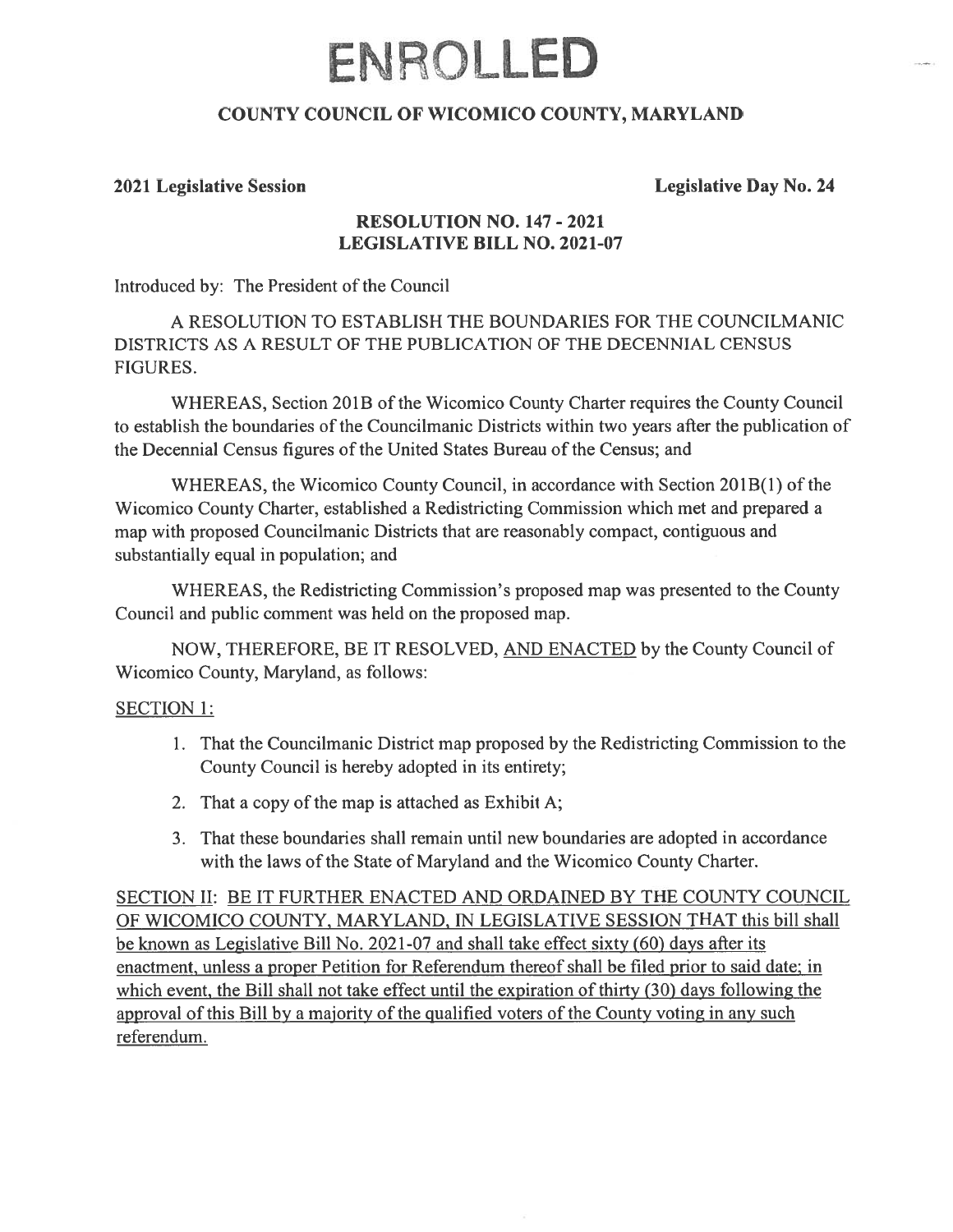# ENROLLED

## COUNTY COUNCIL OF WICOMICO COUNTY, MARYLAND

**2021 Legislative Session** **Legislative Day No. 24**

**RESOLUTION NO. 147 - 2021**
**LEGISLATIVE BILL NO. 2021-07**

Introduced by: The President of the Council

A RESOLUTION TO ESTABLISH THE BOUNDARIES FOR THE COUNCILMANIC DISTRICTS AS A RESULT OF THE PUBLICATION OF THE DECENNIAL CENSUS FIGURES.

WHEREAS, Section 201B of the Wicomico County Charter requires the County Council to establish the boundaries of the Councilmanic Districts within two years after the publication of the Decennial Census figures of the United States Bureau of the Census; and

WHEREAS, the Wicomico County Council, in accordance with Section 201B(1) of the Wicomico County Charter, established a Redistricting Commission which met and prepared a map with proposed Councilmanic Districts that are reasonably compact, contiguous and substantially equal in population; and

WHEREAS, the Redistricting Commission's proposed map was presented to the County Council and public comment was held on the proposed map.

NOW, THEREFORE, BE IT RESOLVED, <u>AND ENACTED</u> by the County Council of Wicomico County, Maryland, as follows:

<u>SECTION 1:</u>

1. That the Councilmanic District map proposed by the Redistricting Commission to the County Council is hereby adopted in its entirety;
2. That a copy of the map is attached as Exhibit A;
3. That these boundaries shall remain until new boundaries are adopted in accordance with the laws of the State of Maryland and the Wicomico County Charter.

<u>SECTION II: BE IT FURTHER ENACTED AND ORDAINED BY THE COUNTY COUNCIL OF WICOMICO COUNTY, MARYLAND, IN LEGISLATIVE SESSION THAT this bill shall be known as Legislative Bill No. 2021-07 and shall take effect sixty (60) days after its enactment, unless a proper Petition for Referendum thereof shall be filed prior to said date; in which event, the Bill shall not take effect until the expiration of thirty (30) days following the approval of this Bill by a majority of the qualified voters of the County voting in any such referendum.</u>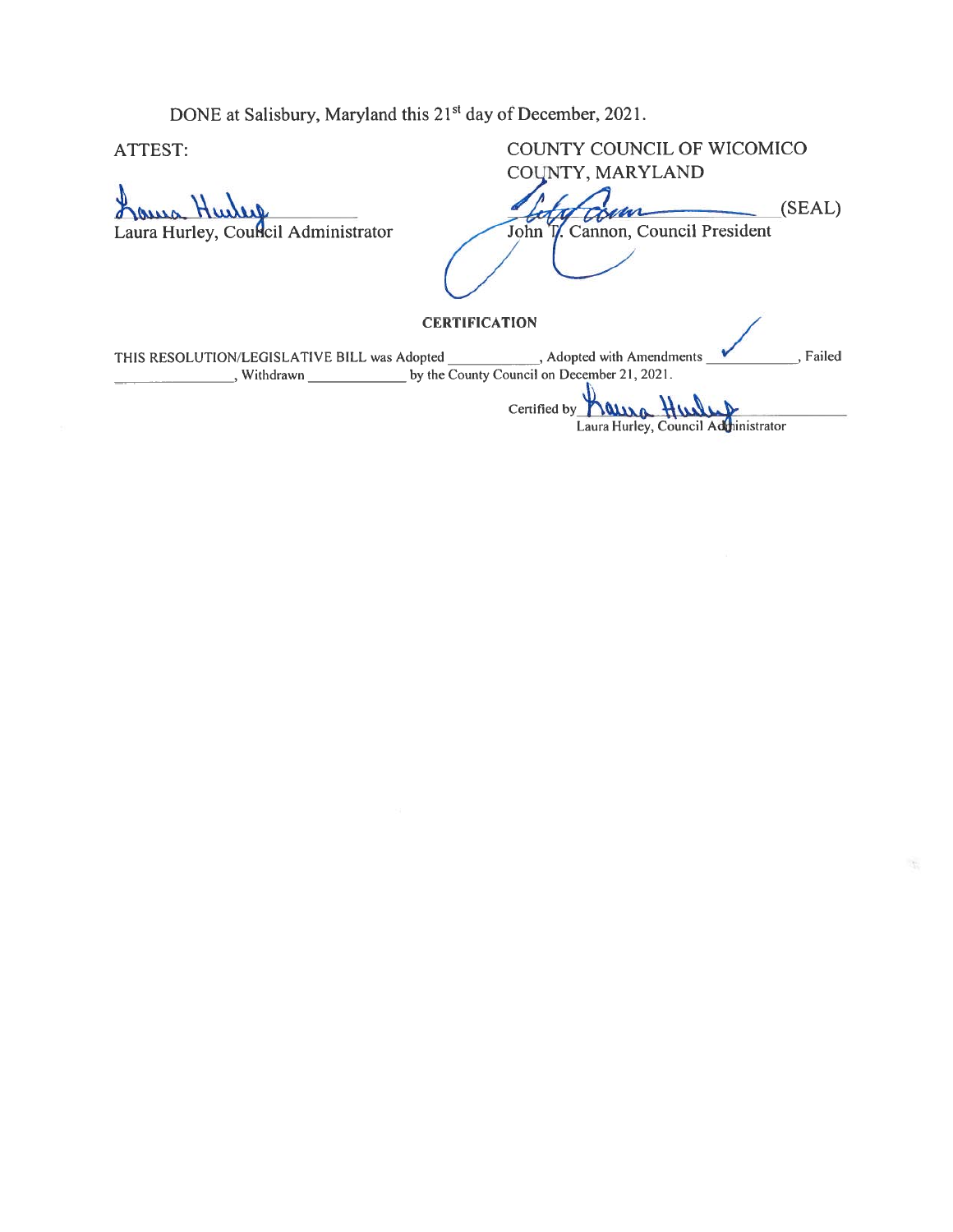DONE at Salisbury, Maryland this 21st day of December, 2021.

ATTEST:

Laura Hurley, Council Administrator

COUNTY COUNCIL OF WICOMICO COUNTY, MARYLAND

______________________ (SEAL)
John T. Cannon, Council President

**CERTIFICATION**

THIS RESOLUTION/LEGISLATIVE BILL was Adopted ____________, Adopted with Amendments ✓____________, Failed ____________, Withdrawn ____________ by the County Council on December 21, 2021.

Certified by ______________________
Laura Hurley, Council Administrator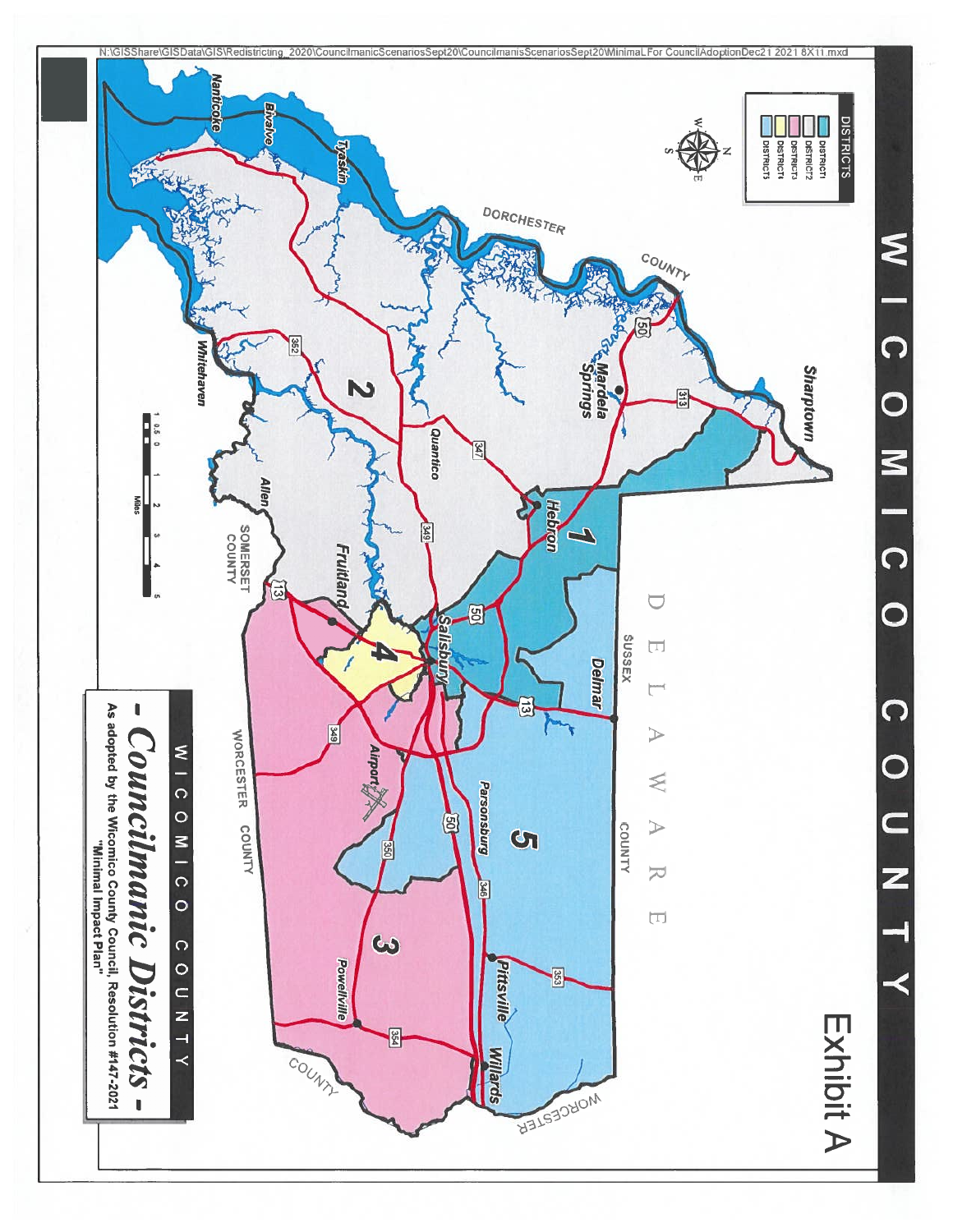N:\GISShare\GISData\GIS\Redistricting_2020\CouncilmanicScenariosSept20\CouncilmanisScenariosSept20\MinimalLForCouncilAdoptionDec21 2021 8X11.mxd

# WICOMICO COUNTY

Exhibit A

**DISTRICTS**

- DISTRICT1
- DISTRICT2
- DISTRICT3
- DISTRICT4
- DISTRICT5

DORCHESTER COUNTY

DELAWARE

SUSSEX COUNTY

SOMERSET COUNTY

WORCESTER COUNTY

Sharptown, Mardela Springs, Hebron, Delmar, Salisbury, Parsonsburg, Pittsville, Willards, Powellville, Airport, Fruitland, Allen, Quantico, Whitehaven, Nanticoke, Bivalve, Tyaskin

Districts: 1, 2, 3, 4, 5

Routes: 50, 313, 347, 349, 352, 13, 350, 346, 353, 354

Miles: 1 0.5 0 1 2 3 4 5

WICOMICO COUNTY

## - Councilmanic Districts -

As adopted by the Wicomico County Council, Resolution #147-2021
"Minimal Impact Plan"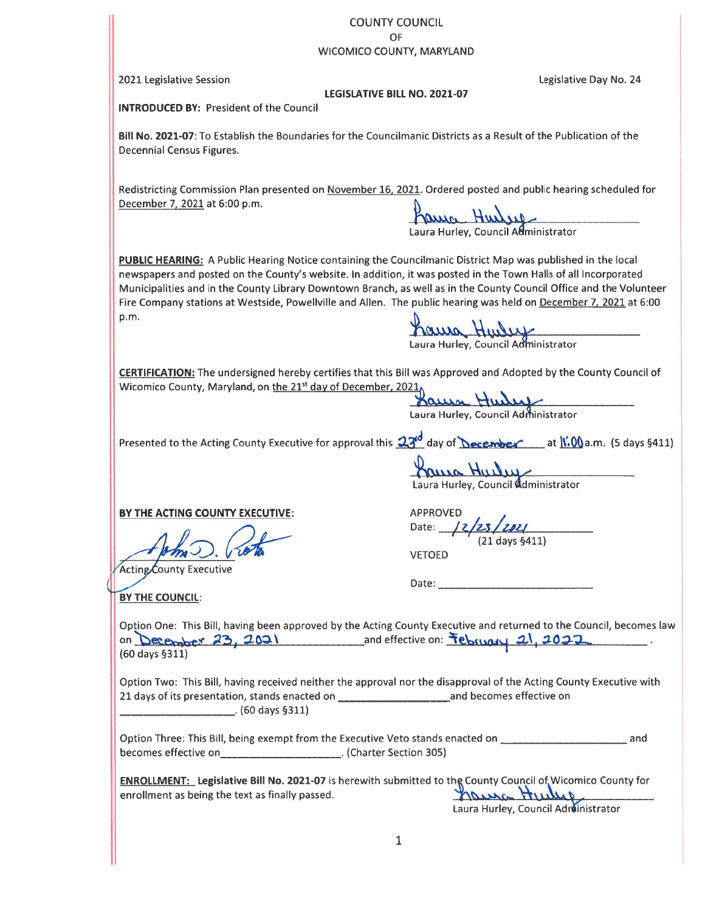COUNTY COUNCIL
OF
WICOMICO COUNTY, MARYLAND

2021 Legislative Session

Legislative Day No. 24

**LEGISLATIVE BILL NO. 2021-07**

**INTRODUCED BY:** President of the Council

**Bill No. 2021-07**: To Establish the Boundaries for the Councilmanic Districts as a Result of the Publication of the Decennial Census Figures.

Redistricting Commission Plan presented on November 16, 2021. Ordered posted and public hearing scheduled for December 7, 2021 at 6:00 p.m.

Laura Hurley
Laura Hurley, Council Administrator

**PUBLIC HEARING:** A Public Hearing Notice containing the Councilmanic District Map was published in the local newspapers and posted on the County's website. In addition, it was posted in the Town Halls of all Incorporated Municipalities and in the County Library Downtown Branch, as well as in the County Council Office and the Volunteer Fire Company stations at Westside, Powellville and Allen. The public hearing was held on December 7, 2021 at 6:00 p.m.

Laura Hurley
Laura Hurley, Council Administrator

**CERTIFICATION:** The undersigned hereby certifies that this Bill was Approved and Adopted by the County Council of Wicomico County, Maryland, on the 21st day of December, 2021.

Laura Hurley
Laura Hurley, Council Administrator

Presented to the Acting County Executive for approval this 23rd day of December at 11:00 a.m. (5 days §411)

Laura Hurley
Laura Hurley, Council Administrator

**BY THE ACTING COUNTY EXECUTIVE:**

John D. Psota
Acting County Executive

APPROVED
Date: 12/23/2021
(21 days §411)

VETOED

Date: ______________________

**BY THE COUNCIL:**

Option One: This Bill, having been approved by the Acting County Executive and returned to the Council, becomes law on December 23, 2021 and effective on: February 21, 2022.
(60 days §311)

Option Two: This Bill, having received neither the approval nor the disapproval of the Acting County Executive with 21 days of its presentation, stands enacted on ________________ and becomes effective on ________________. (60 days §311)

Option Three: This Bill, being exempt from the Executive Veto stands enacted on ____________________ and becomes effective on____________________. (Charter Section 305)

**ENROLLMENT:** **Legislative Bill No. 2021-07** is herewith submitted to the County Council of Wicomico County for enrollment as being the text as finally passed.

Laura Hurley
Laura Hurley, Council Administrator